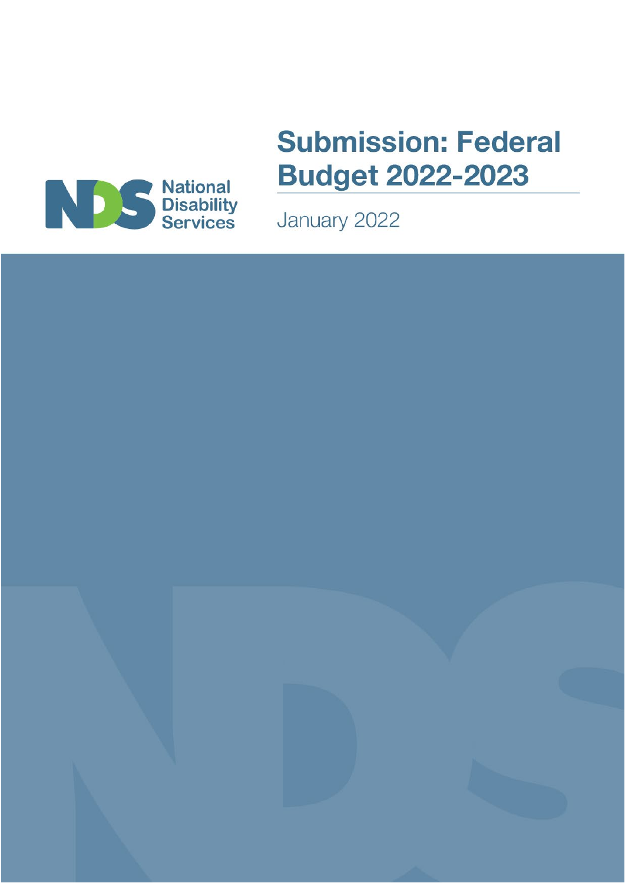National Disability Services

# Submission: Federal Budget 2022-2023

January 2022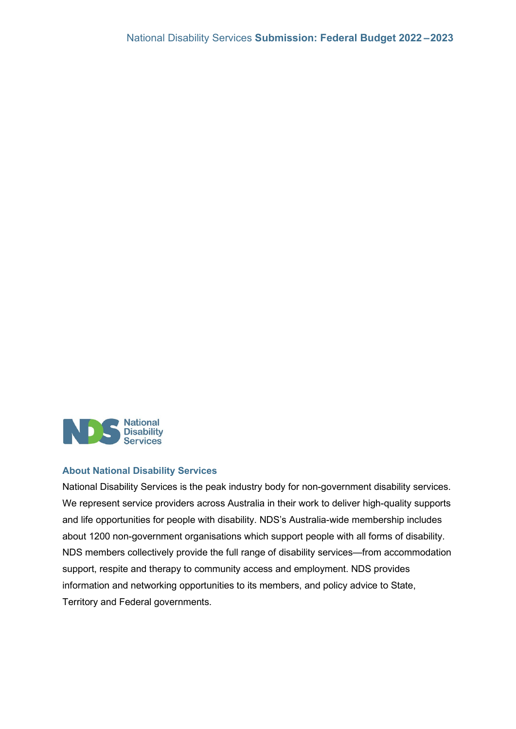## About National Disability Services

National Disability Services is the peak industry body for non-government disability services. We represent service providers across Australia in their work to deliver high-quality supports and life opportunities for people with disability. NDS's Australia-wide membership includes about 1200 non-government organisations which support people with all forms of disability. NDS members collectively provide the full range of disability services—from accommodation support, respite and therapy to community access and employment. NDS provides information and networking opportunities to its members, and policy advice to State, Territory and Federal governments.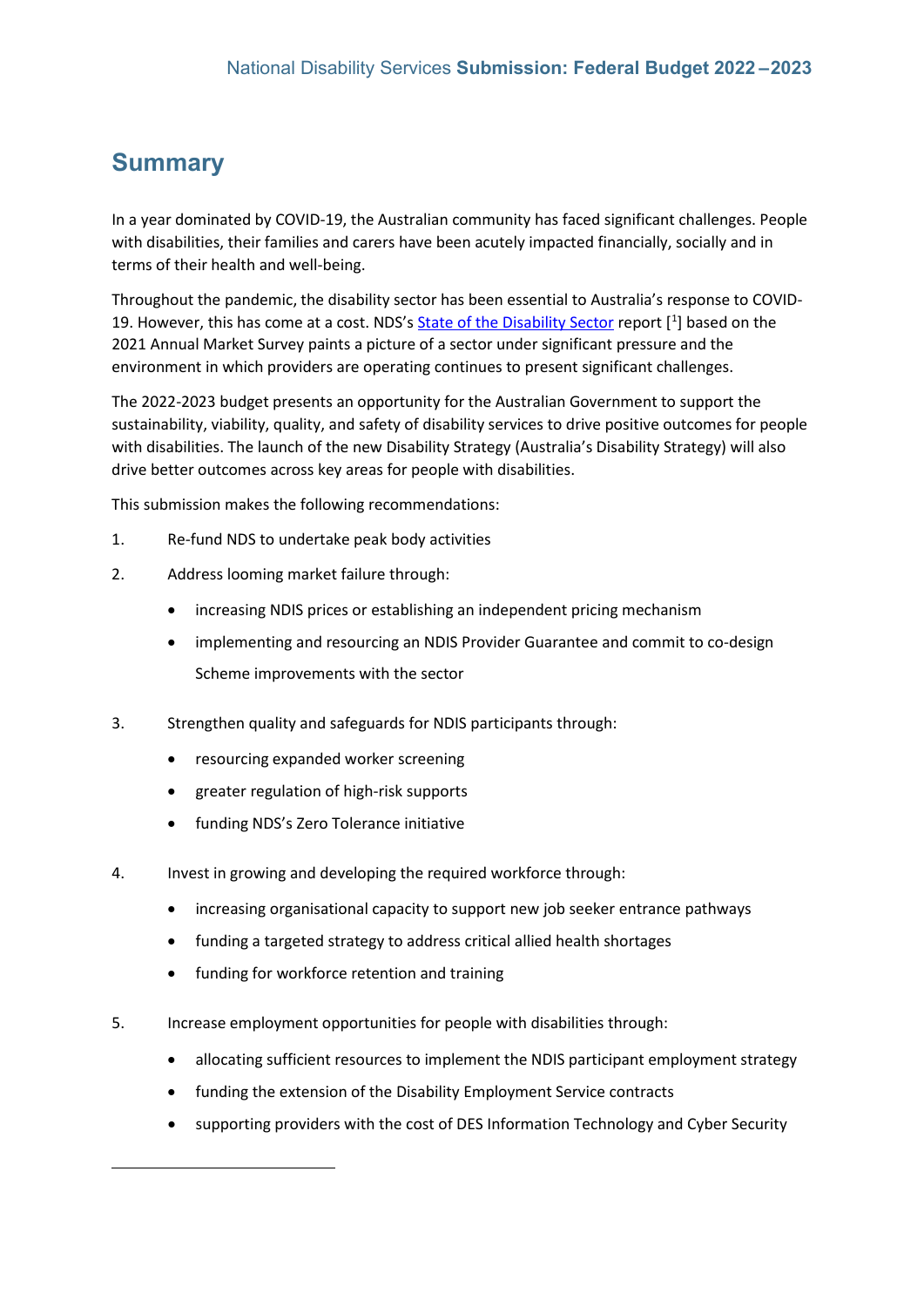## Summary

In a year dominated by COVID-19, the Australian community has faced significant challenges. People with disabilities, their families and carers have been acutely impacted financially, socially and in terms of their health and well-being.

Throughout the pandemic, the disability sector has been essential to Australia's response to COVID-19. However, this has come at a cost. NDS's State of the Disability Sector report [1] based on the 2021 Annual Market Survey paints a picture of a sector under significant pressure and the environment in which providers are operating continues to present significant challenges.

The 2022-2023 budget presents an opportunity for the Australian Government to support the sustainability, viability, quality, and safety of disability services to drive positive outcomes for people with disabilities. The launch of the new Disability Strategy (Australia's Disability Strategy) will also drive better outcomes across key areas for people with disabilities.

This submission makes the following recommendations:

1. Re-fund NDS to undertake peak body activities
2. Address looming market failure through:
   - increasing NDIS prices or establishing an independent pricing mechanism
   - implementing and resourcing an NDIS Provider Guarantee and commit to co-design Scheme improvements with the sector
3. Strengthen quality and safeguards for NDIS participants through:
   - resourcing expanded worker screening
   - greater regulation of high-risk supports
   - funding NDS's Zero Tolerance initiative
4. Invest in growing and developing the required workforce through:
   - increasing organisational capacity to support new job seeker entrance pathways
   - funding a targeted strategy to address critical allied health shortages
   - funding for workforce retention and training
5. Increase employment opportunities for people with disabilities through:
   - allocating sufficient resources to implement the NDIS participant employment strategy
   - funding the extension of the Disability Employment Service contracts
   - supporting providers with the cost of DES Information Technology and Cyber Security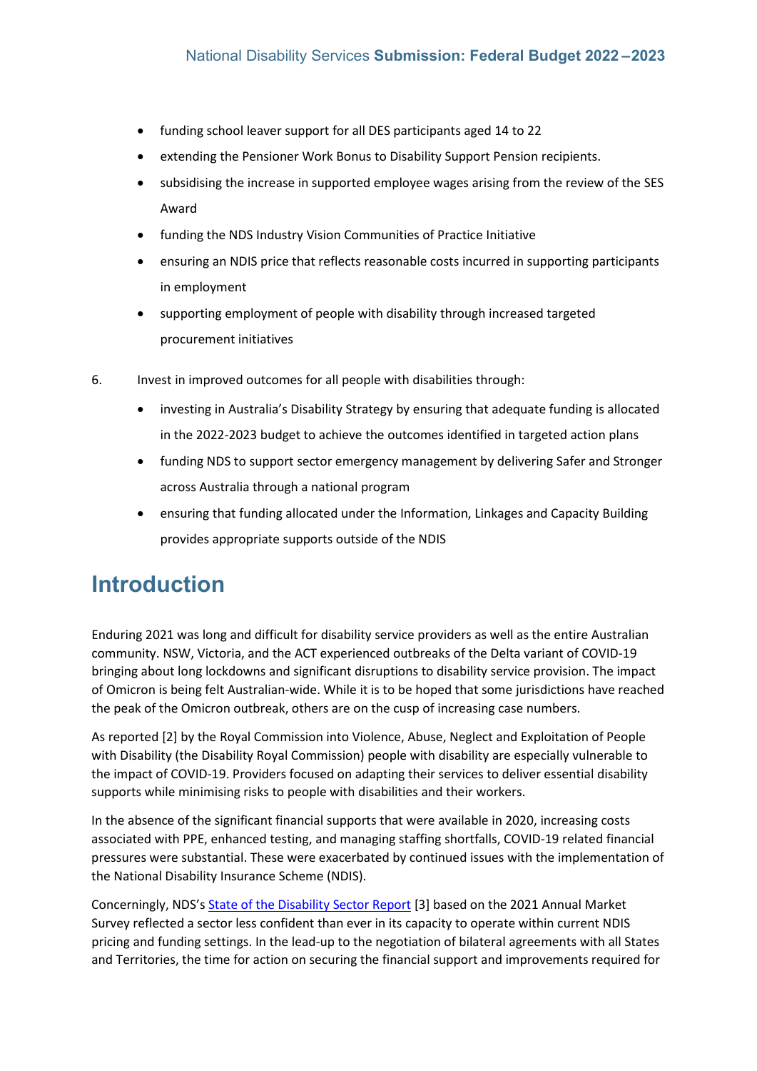- funding school leaver support for all DES participants aged 14 to 22
- extending the Pensioner Work Bonus to Disability Support Pension recipients.
- subsidising the increase in supported employee wages arising from the review of the SES Award
- funding the NDS Industry Vision Communities of Practice Initiative
- ensuring an NDIS price that reflects reasonable costs incurred in supporting participants in employment
- supporting employment of people with disability through increased targeted procurement initiatives

6. Invest in improved outcomes for all people with disabilities through:
    - investing in Australia's Disability Strategy by ensuring that adequate funding is allocated in the 2022-2023 budget to achieve the outcomes identified in targeted action plans
    - funding NDS to support sector emergency management by delivering Safer and Stronger across Australia through a national program
    - ensuring that funding allocated under the Information, Linkages and Capacity Building provides appropriate supports outside of the NDIS

# Introduction

Enduring 2021 was long and difficult for disability service providers as well as the entire Australian community. NSW, Victoria, and the ACT experienced outbreaks of the Delta variant of COVID-19 bringing about long lockdowns and significant disruptions to disability service provision. The impact of Omicron is being felt Australian-wide. While it is to be hoped that some jurisdictions have reached the peak of the Omicron outbreak, others are on the cusp of increasing case numbers.

As reported [2] by the Royal Commission into Violence, Abuse, Neglect and Exploitation of People with Disability (the Disability Royal Commission) people with disability are especially vulnerable to the impact of COVID-19. Providers focused on adapting their services to deliver essential disability supports while minimising risks to people with disabilities and their workers.

In the absence of the significant financial supports that were available in 2020, increasing costs associated with PPE, enhanced testing, and managing staffing shortfalls, COVID-19 related financial pressures were substantial. These were exacerbated by continued issues with the implementation of the National Disability Insurance Scheme (NDIS).

Concerningly, NDS's State of the Disability Sector Report [3] based on the 2021 Annual Market Survey reflected a sector less confident than ever in its capacity to operate within current NDIS pricing and funding settings. In the lead-up to the negotiation of bilateral agreements with all States and Territories, the time for action on securing the financial support and improvements required for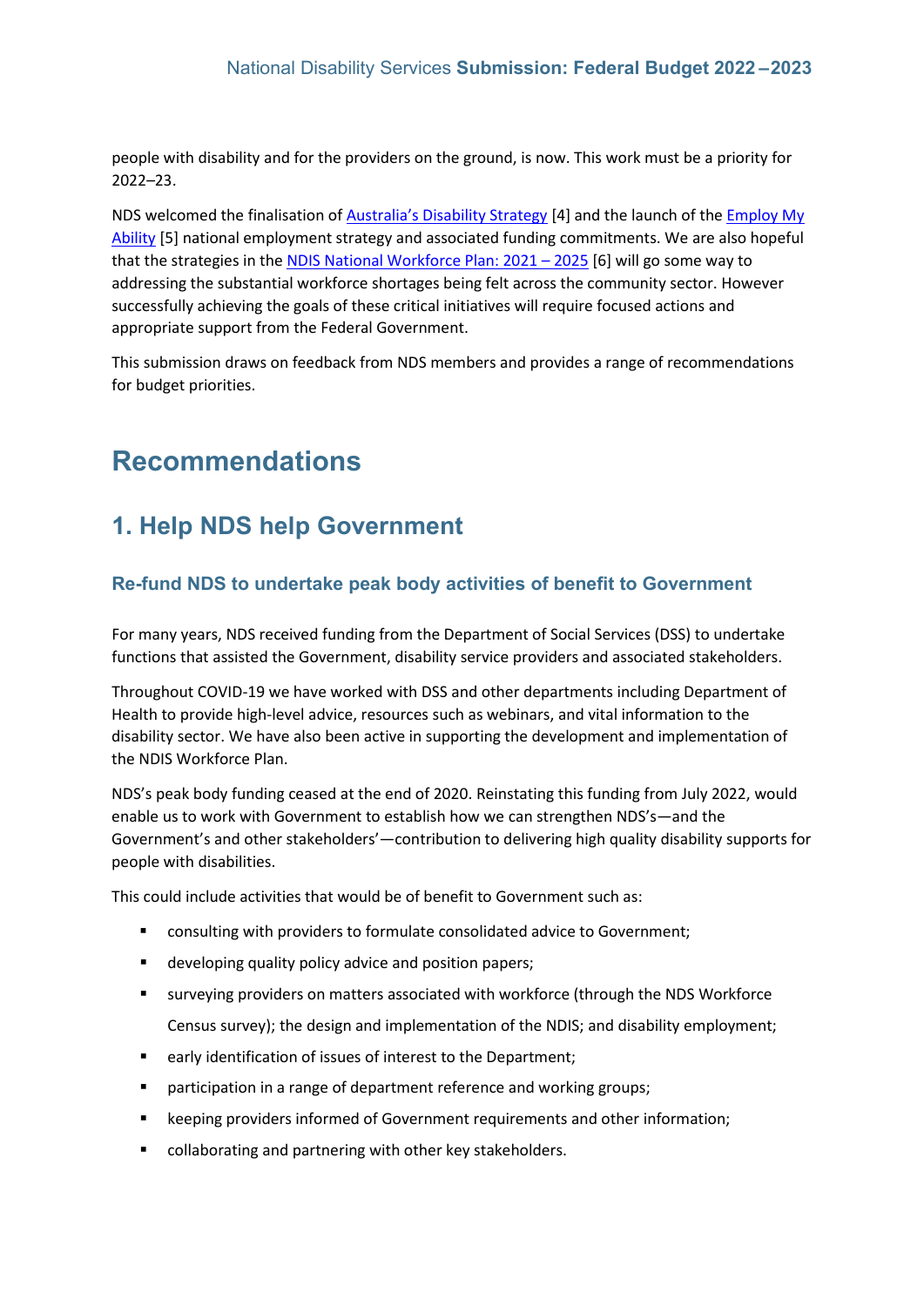people with disability and for the providers on the ground, is now. This work must be a priority for 2022–23.

NDS welcomed the finalisation of Australia's Disability Strategy [4] and the launch of the Employ My Ability [5] national employment strategy and associated funding commitments. We are also hopeful that the strategies in the NDIS National Workforce Plan: 2021 – 2025 [6] will go some way to addressing the substantial workforce shortages being felt across the community sector. However successfully achieving the goals of these critical initiatives will require focused actions and appropriate support from the Federal Government.

This submission draws on feedback from NDS members and provides a range of recommendations for budget priorities.

# Recommendations

## 1. Help NDS help Government

### Re-fund NDS to undertake peak body activities of benefit to Government

For many years, NDS received funding from the Department of Social Services (DSS) to undertake functions that assisted the Government, disability service providers and associated stakeholders.

Throughout COVID-19 we have worked with DSS and other departments including Department of Health to provide high-level advice, resources such as webinars, and vital information to the disability sector. We have also been active in supporting the development and implementation of the NDIS Workforce Plan.

NDS's peak body funding ceased at the end of 2020. Reinstating this funding from July 2022, would enable us to work with Government to establish how we can strengthen NDS's—and the Government's and other stakeholders'—contribution to delivering high quality disability supports for people with disabilities.

This could include activities that would be of benefit to Government such as:

- consulting with providers to formulate consolidated advice to Government;
- developing quality policy advice and position papers;
- surveying providers on matters associated with workforce (through the NDS Workforce Census survey); the design and implementation of the NDIS; and disability employment;
- early identification of issues of interest to the Department;
- participation in a range of department reference and working groups;
- keeping providers informed of Government requirements and other information;
- collaborating and partnering with other key stakeholders.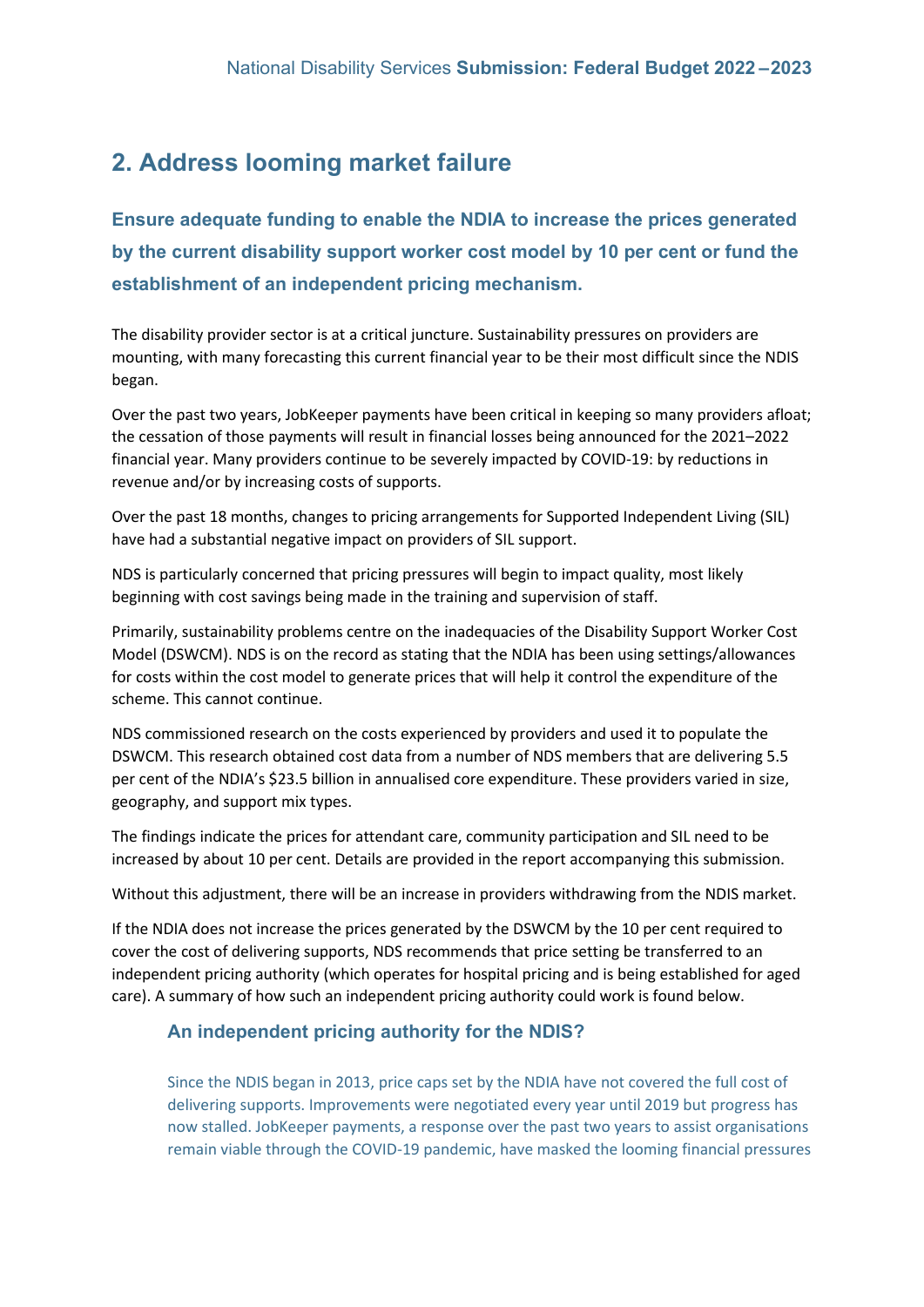## 2. Address looming market failure

### Ensure adequate funding to enable the NDIA to increase the prices generated by the current disability support worker cost model by 10 per cent or fund the establishment of an independent pricing mechanism.

The disability provider sector is at a critical juncture. Sustainability pressures on providers are mounting, with many forecasting this current financial year to be their most difficult since the NDIS began.

Over the past two years, JobKeeper payments have been critical in keeping so many providers afloat; the cessation of those payments will result in financial losses being announced for the 2021–2022 financial year. Many providers continue to be severely impacted by COVID-19: by reductions in revenue and/or by increasing costs of supports.

Over the past 18 months, changes to pricing arrangements for Supported Independent Living (SIL) have had a substantial negative impact on providers of SIL support.

NDS is particularly concerned that pricing pressures will begin to impact quality, most likely beginning with cost savings being made in the training and supervision of staff.

Primarily, sustainability problems centre on the inadequacies of the Disability Support Worker Cost Model (DSWCM). NDS is on the record as stating that the NDIA has been using settings/allowances for costs within the cost model to generate prices that will help it control the expenditure of the scheme. This cannot continue.

NDS commissioned research on the costs experienced by providers and used it to populate the DSWCM. This research obtained cost data from a number of NDS members that are delivering 5.5 per cent of the NDIA's $23.5 billion in annualised core expenditure. These providers varied in size, geography, and support mix types.

The findings indicate the prices for attendant care, community participation and SIL need to be increased by about 10 per cent. Details are provided in the report accompanying this submission.

Without this adjustment, there will be an increase in providers withdrawing from the NDIS market.

If the NDIA does not increase the prices generated by the DSWCM by the 10 per cent required to cover the cost of delivering supports, NDS recommends that price setting be transferred to an independent pricing authority (which operates for hospital pricing and is being established for aged care). A summary of how such an independent pricing authority could work is found below.

### An independent pricing authority for the NDIS?

Since the NDIS began in 2013, price caps set by the NDIA have not covered the full cost of delivering supports. Improvements were negotiated every year until 2019 but progress has now stalled. JobKeeper payments, a response over the past two years to assist organisations remain viable through the COVID-19 pandemic, have masked the looming financial pressures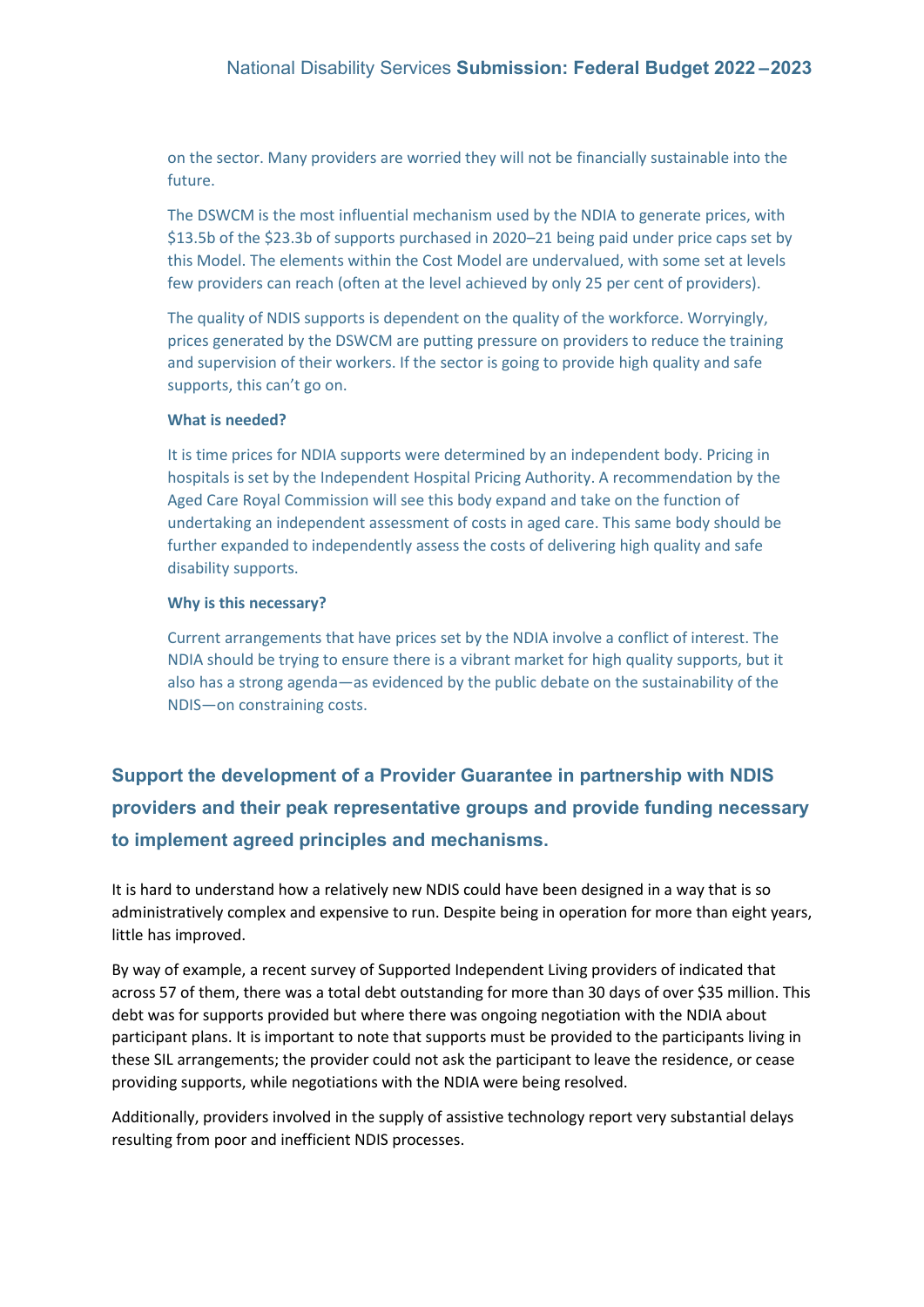on the sector. Many providers are worried they will not be financially sustainable into the future.

The DSWCM is the most influential mechanism used by the NDIA to generate prices, with $13.5b of the $23.3b of supports purchased in 2020–21 being paid under price caps set by this Model. The elements within the Cost Model are undervalued, with some set at levels few providers can reach (often at the level achieved by only 25 per cent of providers).

The quality of NDIS supports is dependent on the quality of the workforce. Worryingly, prices generated by the DSWCM are putting pressure on providers to reduce the training and supervision of their workers. If the sector is going to provide high quality and safe supports, this can't go on.

**What is needed?**

It is time prices for NDIA supports were determined by an independent body. Pricing in hospitals is set by the Independent Hospital Pricing Authority. A recommendation by the Aged Care Royal Commission will see this body expand and take on the function of undertaking an independent assessment of costs in aged care. This same body should be further expanded to independently assess the costs of delivering high quality and safe disability supports.

**Why is this necessary?**

Current arrangements that have prices set by the NDIA involve a conflict of interest. The NDIA should be trying to ensure there is a vibrant market for high quality supports, but it also has a strong agenda—as evidenced by the public debate on the sustainability of the NDIS—on constraining costs.

## Support the development of a Provider Guarantee in partnership with NDIS providers and their peak representative groups and provide funding necessary to implement agreed principles and mechanisms.

It is hard to understand how a relatively new NDIS could have been designed in a way that is so administratively complex and expensive to run. Despite being in operation for more than eight years, little has improved.

By way of example, a recent survey of Supported Independent Living providers of indicated that across 57 of them, there was a total debt outstanding for more than 30 days of over $35 million. This debt was for supports provided but where there was ongoing negotiation with the NDIA about participant plans. It is important to note that supports must be provided to the participants living in these SIL arrangements; the provider could not ask the participant to leave the residence, or cease providing supports, while negotiations with the NDIA were being resolved.

Additionally, providers involved in the supply of assistive technology report very substantial delays resulting from poor and inefficient NDIS processes.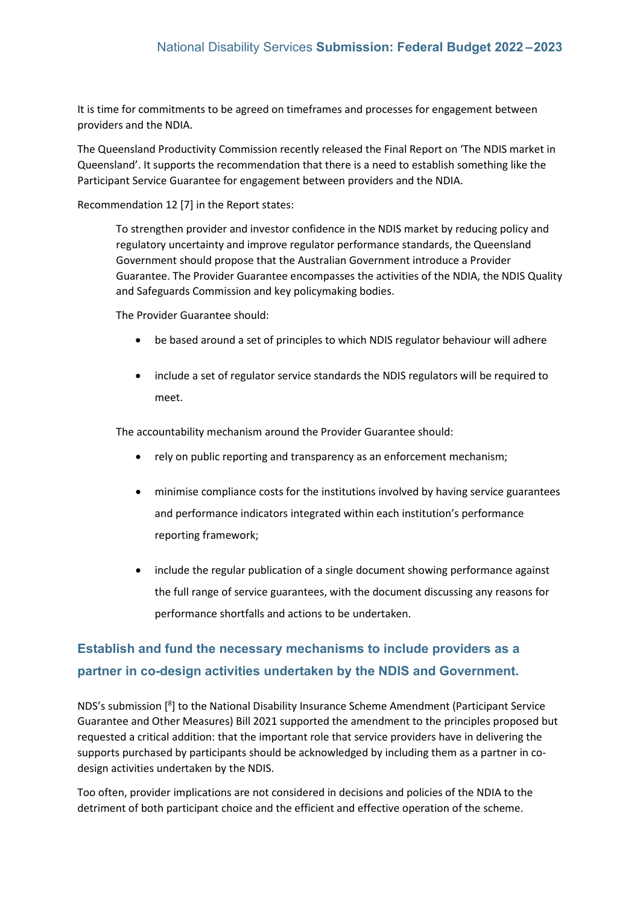It is time for commitments to be agreed on timeframes and processes for engagement between providers and the NDIA.

The Queensland Productivity Commission recently released the Final Report on 'The NDIS market in Queensland'. It supports the recommendation that there is a need to establish something like the Participant Service Guarantee for engagement between providers and the NDIA.

Recommendation 12 [7] in the Report states:

> To strengthen provider and investor confidence in the NDIS market by reducing policy and regulatory uncertainty and improve regulator performance standards, the Queensland Government should propose that the Australian Government introduce a Provider Guarantee. The Provider Guarantee encompasses the activities of the NDIA, the NDIS Quality and Safeguards Commission and key policymaking bodies.
>
> The Provider Guarantee should:
>
> - be based around a set of principles to which NDIS regulator behaviour will adhere
> - include a set of regulator service standards the NDIS regulators will be required to meet.
>
> The accountability mechanism around the Provider Guarantee should:
>
> - rely on public reporting and transparency as an enforcement mechanism;
> - minimise compliance costs for the institutions involved by having service guarantees and performance indicators integrated within each institution's performance reporting framework;
> - include the regular publication of a single document showing performance against the full range of service guarantees, with the document discussing any reasons for performance shortfalls and actions to be undertaken.

## Establish and fund the necessary mechanisms to include providers as a partner in co-design activities undertaken by the NDIS and Government.

NDS's submission [8] to the National Disability Insurance Scheme Amendment (Participant Service Guarantee and Other Measures) Bill 2021 supported the amendment to the principles proposed but requested a critical addition: that the important role that service providers have in delivering the supports purchased by participants should be acknowledged by including them as a partner in co-design activities undertaken by the NDIS.

Too often, provider implications are not considered in decisions and policies of the NDIA to the detriment of both participant choice and the efficient and effective operation of the scheme.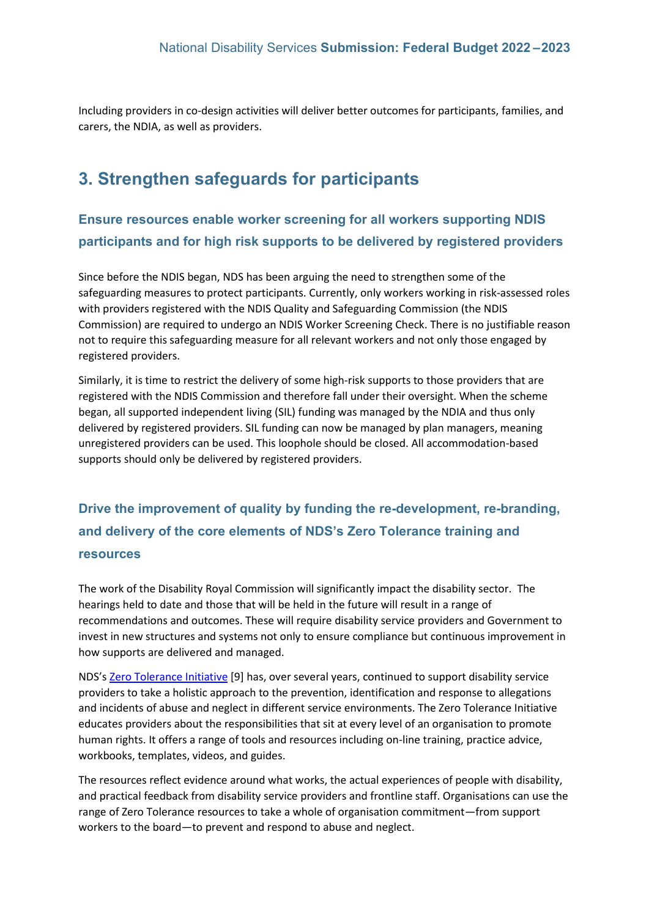Including providers in co-design activities will deliver better outcomes for participants, families, and carers, the NDIA, as well as providers.

## 3. Strengthen safeguards for participants

### Ensure resources enable worker screening for all workers supporting NDIS participants and for high risk supports to be delivered by registered providers

Since before the NDIS began, NDS has been arguing the need to strengthen some of the safeguarding measures to protect participants. Currently, only workers working in risk-assessed roles with providers registered with the NDIS Quality and Safeguarding Commission (the NDIS Commission) are required to undergo an NDIS Worker Screening Check. There is no justifiable reason not to require this safeguarding measure for all relevant workers and not only those engaged by registered providers.

Similarly, it is time to restrict the delivery of some high-risk supports to those providers that are registered with the NDIS Commission and therefore fall under their oversight. When the scheme began, all supported independent living (SIL) funding was managed by the NDIA and thus only delivered by registered providers. SIL funding can now be managed by plan managers, meaning unregistered providers can be used. This loophole should be closed. All accommodation-based supports should only be delivered by registered providers.

### Drive the improvement of quality by funding the re-development, re-branding, and delivery of the core elements of NDS's Zero Tolerance training and resources

The work of the Disability Royal Commission will significantly impact the disability sector. The hearings held to date and those that will be held in the future will result in a range of recommendations and outcomes. These will require disability service providers and Government to invest in new structures and systems not only to ensure compliance but continuous improvement in how supports are delivered and managed.

NDS's Zero Tolerance Initiative [9] has, over several years, continued to support disability service providers to take a holistic approach to the prevention, identification and response to allegations and incidents of abuse and neglect in different service environments. The Zero Tolerance Initiative educates providers about the responsibilities that sit at every level of an organisation to promote human rights. It offers a range of tools and resources including on-line training, practice advice, workbooks, templates, videos, and guides.

The resources reflect evidence around what works, the actual experiences of people with disability, and practical feedback from disability service providers and frontline staff. Organisations can use the range of Zero Tolerance resources to take a whole of organisation commitment—from support workers to the board—to prevent and respond to abuse and neglect.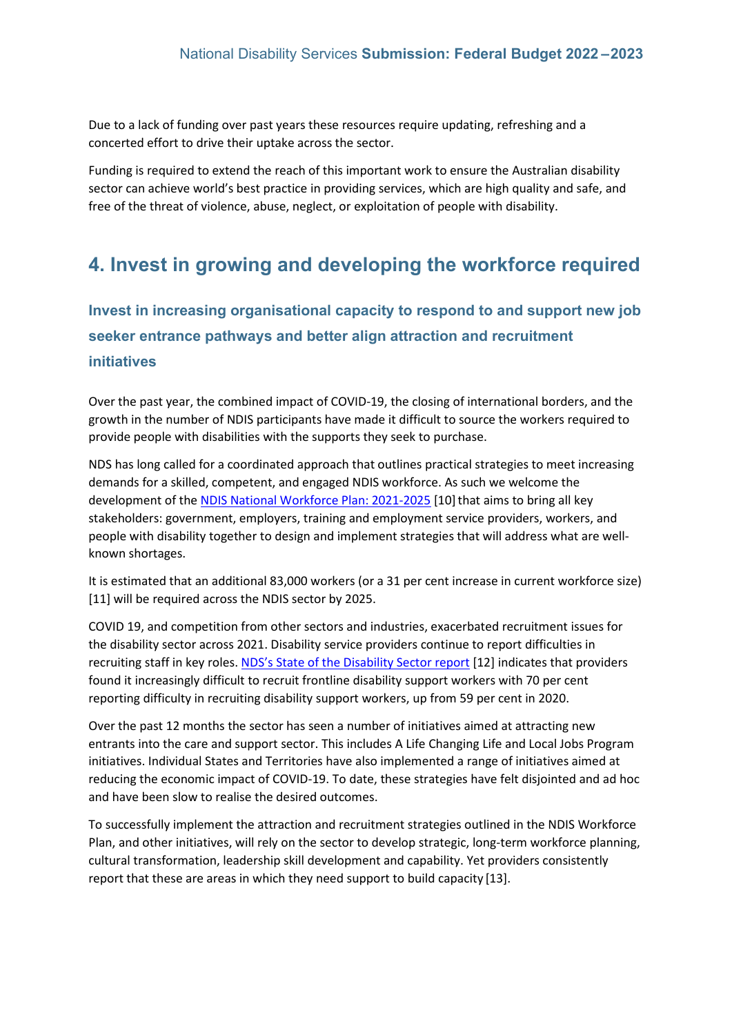Due to a lack of funding over past years these resources require updating, refreshing and a concerted effort to drive their uptake across the sector.

Funding is required to extend the reach of this important work to ensure the Australian disability sector can achieve world's best practice in providing services, which are high quality and safe, and free of the threat of violence, abuse, neglect, or exploitation of people with disability.

## 4. Invest in growing and developing the workforce required

### Invest in increasing organisational capacity to respond to and support new job seeker entrance pathways and better align attraction and recruitment initiatives

Over the past year, the combined impact of COVID-19, the closing of international borders, and the growth in the number of NDIS participants have made it difficult to source the workers required to provide people with disabilities with the supports they seek to purchase.

NDS has long called for a coordinated approach that outlines practical strategies to meet increasing demands for a skilled, competent, and engaged NDIS workforce. As such we welcome the development of the [NDIS National Workforce Plan: 2021-2025](#) [10] that aims to bring all key stakeholders: government, employers, training and employment service providers, workers, and people with disability together to design and implement strategies that will address what are well-known shortages.

It is estimated that an additional 83,000 workers (or a 31 per cent increase in current workforce size) [11] will be required across the NDIS sector by 2025.

COVID 19, and competition from other sectors and industries, exacerbated recruitment issues for the disability sector across 2021. Disability service providers continue to report difficulties in recruiting staff in key roles. [NDS's State of the Disability Sector report](#) [12] indicates that providers found it increasingly difficult to recruit frontline disability support workers with 70 per cent reporting difficulty in recruiting disability support workers, up from 59 per cent in 2020.

Over the past 12 months the sector has seen a number of initiatives aimed at attracting new entrants into the care and support sector. This includes A Life Changing Life and Local Jobs Program initiatives. Individual States and Territories have also implemented a range of initiatives aimed at reducing the economic impact of COVID-19. To date, these strategies have felt disjointed and ad hoc and have been slow to realise the desired outcomes.

To successfully implement the attraction and recruitment strategies outlined in the NDIS Workforce Plan, and other initiatives, will rely on the sector to develop strategic, long-term workforce planning, cultural transformation, leadership skill development and capability. Yet providers consistently report that these are areas in which they need support to build capacity [13].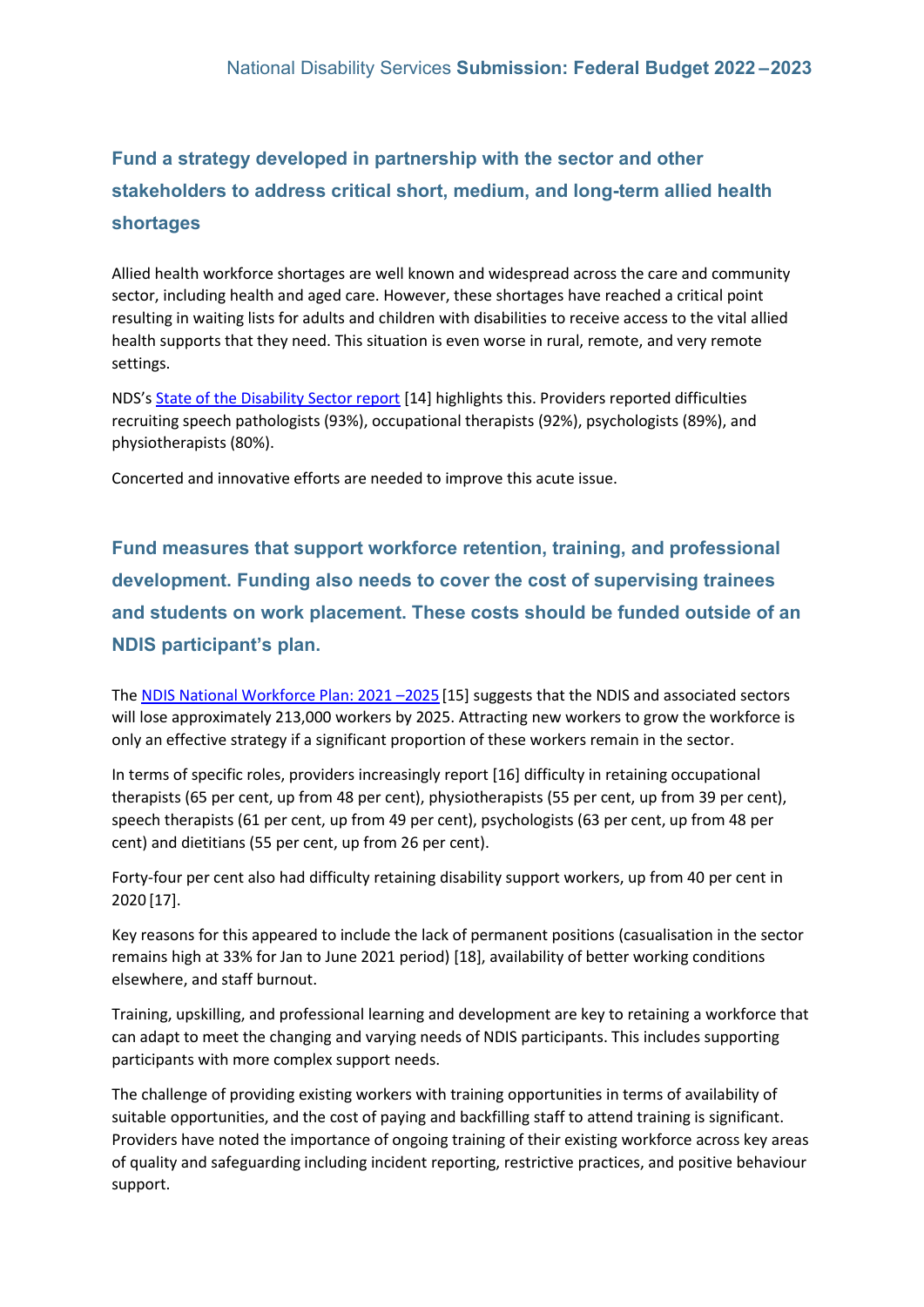## Fund a strategy developed in partnership with the sector and other stakeholders to address critical short, medium, and long-term allied health shortages

Allied health workforce shortages are well known and widespread across the care and community sector, including health and aged care. However, these shortages have reached a critical point resulting in waiting lists for adults and children with disabilities to receive access to the vital allied health supports that they need. This situation is even worse in rural, remote, and very remote settings.

NDS's State of the Disability Sector report [14] highlights this. Providers reported difficulties recruiting speech pathologists (93%), occupational therapists (92%), psychologists (89%), and physiotherapists (80%).

Concerted and innovative efforts are needed to improve this acute issue.

## Fund measures that support workforce retention, training, and professional development. Funding also needs to cover the cost of supervising trainees and students on work placement. These costs should be funded outside of an NDIS participant's plan.

The NDIS National Workforce Plan: 2021 –2025 [15] suggests that the NDIS and associated sectors will lose approximately 213,000 workers by 2025. Attracting new workers to grow the workforce is only an effective strategy if a significant proportion of these workers remain in the sector.

In terms of specific roles, providers increasingly report [16] difficulty in retaining occupational therapists (65 per cent, up from 48 per cent), physiotherapists (55 per cent, up from 39 per cent), speech therapists (61 per cent, up from 49 per cent), psychologists (63 per cent, up from 48 per cent) and dietitians (55 per cent, up from 26 per cent).

Forty-four per cent also had difficulty retaining disability support workers, up from 40 per cent in 2020 [17].

Key reasons for this appeared to include the lack of permanent positions (casualisation in the sector remains high at 33% for Jan to June 2021 period) [18], availability of better working conditions elsewhere, and staff burnout.

Training, upskilling, and professional learning and development are key to retaining a workforce that can adapt to meet the changing and varying needs of NDIS participants. This includes supporting participants with more complex support needs.

The challenge of providing existing workers with training opportunities in terms of availability of suitable opportunities, and the cost of paying and backfilling staff to attend training is significant. Providers have noted the importance of ongoing training of their existing workforce across key areas of quality and safeguarding including incident reporting, restrictive practices, and positive behaviour support.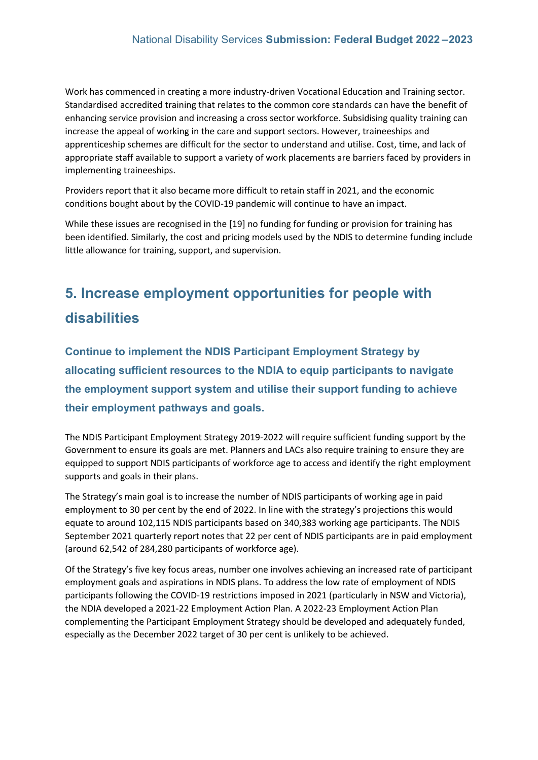Work has commenced in creating a more industry-driven Vocational Education and Training sector. Standardised accredited training that relates to the common core standards can have the benefit of enhancing service provision and increasing a cross sector workforce. Subsidising quality training can increase the appeal of working in the care and support sectors. However, traineeships and apprenticeship schemes are difficult for the sector to understand and utilise. Cost, time, and lack of appropriate staff available to support a variety of work placements are barriers faced by providers in implementing traineeships.

Providers report that it also became more difficult to retain staff in 2021, and the economic conditions bought about by the COVID-19 pandemic will continue to have an impact.

While these issues are recognised in the [19] no funding for funding or provision for training has been identified. Similarly, the cost and pricing models used by the NDIS to determine funding include little allowance for training, support, and supervision.

## 5. Increase employment opportunities for people with disabilities

### Continue to implement the NDIS Participant Employment Strategy by allocating sufficient resources to the NDIA to equip participants to navigate the employment support system and utilise their support funding to achieve their employment pathways and goals.

The NDIS Participant Employment Strategy 2019-2022 will require sufficient funding support by the Government to ensure its goals are met. Planners and LACs also require training to ensure they are equipped to support NDIS participants of workforce age to access and identify the right employment supports and goals in their plans.

The Strategy's main goal is to increase the number of NDIS participants of working age in paid employment to 30 per cent by the end of 2022. In line with the strategy's projections this would equate to around 102,115 NDIS participants based on 340,383 working age participants. The NDIS September 2021 quarterly report notes that 22 per cent of NDIS participants are in paid employment (around 62,542 of 284,280 participants of workforce age).

Of the Strategy's five key focus areas, number one involves achieving an increased rate of participant employment goals and aspirations in NDIS plans. To address the low rate of employment of NDIS participants following the COVID-19 restrictions imposed in 2021 (particularly in NSW and Victoria), the NDIA developed a 2021-22 Employment Action Plan. A 2022-23 Employment Action Plan complementing the Participant Employment Strategy should be developed and adequately funded, especially as the December 2022 target of 30 per cent is unlikely to be achieved.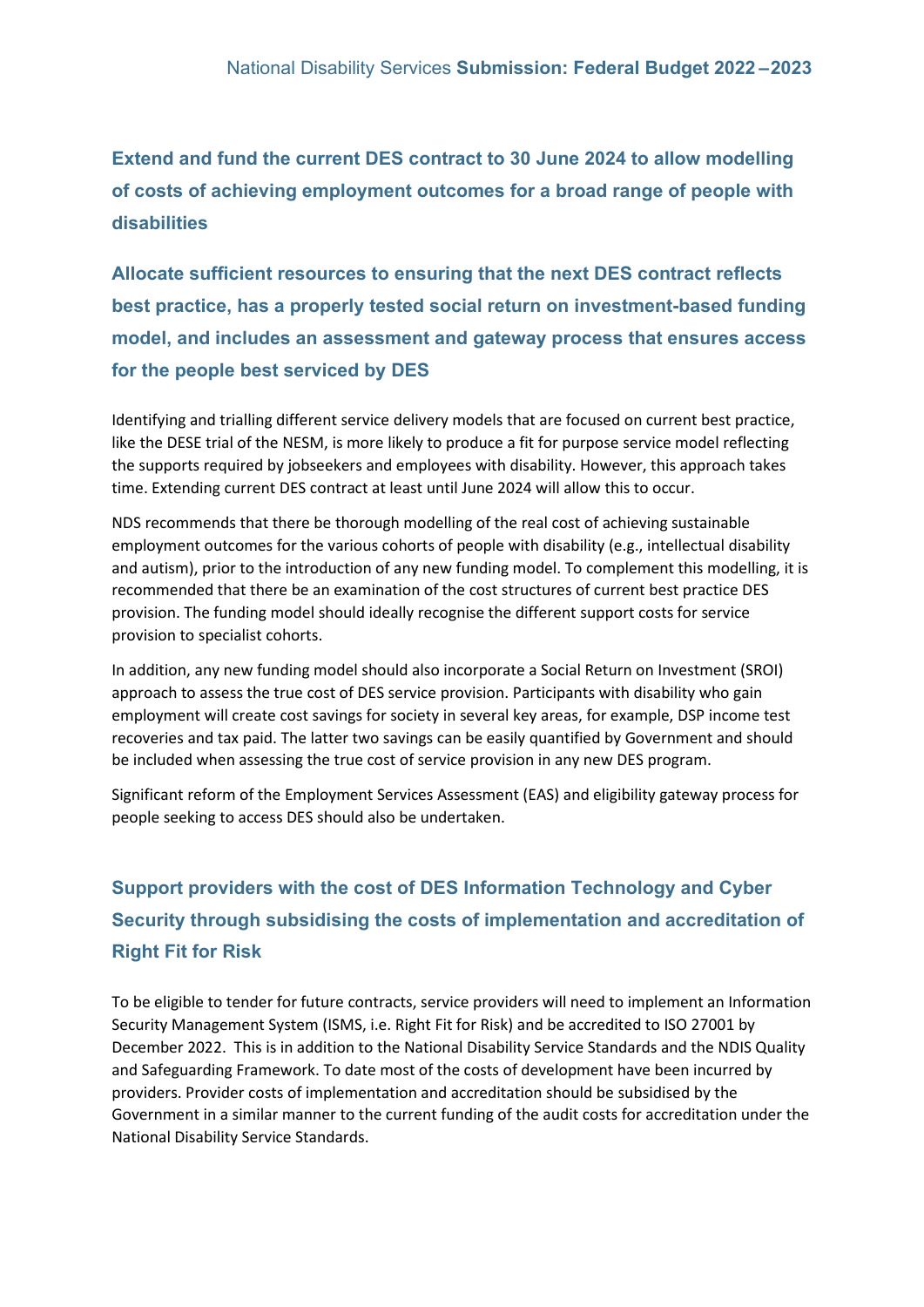## Extend and fund the current DES contract to 30 June 2024 to allow modelling of costs of achieving employment outcomes for a broad range of people with disabilities

## Allocate sufficient resources to ensuring that the next DES contract reflects best practice, has a properly tested social return on investment-based funding model, and includes an assessment and gateway process that ensures access for the people best serviced by DES

Identifying and trialling different service delivery models that are focused on current best practice, like the DESE trial of the NESM, is more likely to produce a fit for purpose service model reflecting the supports required by jobseekers and employees with disability. However, this approach takes time. Extending current DES contract at least until June 2024 will allow this to occur.

NDS recommends that there be thorough modelling of the real cost of achieving sustainable employment outcomes for the various cohorts of people with disability (e.g., intellectual disability and autism), prior to the introduction of any new funding model. To complement this modelling, it is recommended that there be an examination of the cost structures of current best practice DES provision. The funding model should ideally recognise the different support costs for service provision to specialist cohorts.

In addition, any new funding model should also incorporate a Social Return on Investment (SROI) approach to assess the true cost of DES service provision. Participants with disability who gain employment will create cost savings for society in several key areas, for example, DSP income test recoveries and tax paid. The latter two savings can be easily quantified by Government and should be included when assessing the true cost of service provision in any new DES program.

Significant reform of the Employment Services Assessment (EAS) and eligibility gateway process for people seeking to access DES should also be undertaken.

## Support providers with the cost of DES Information Technology and Cyber Security through subsidising the costs of implementation and accreditation of Right Fit for Risk

To be eligible to tender for future contracts, service providers will need to implement an Information Security Management System (ISMS, i.e. Right Fit for Risk) and be accredited to ISO 27001 by December 2022. This is in addition to the National Disability Service Standards and the NDIS Quality and Safeguarding Framework. To date most of the costs of development have been incurred by providers. Provider costs of implementation and accreditation should be subsidised by the Government in a similar manner to the current funding of the audit costs for accreditation under the National Disability Service Standards.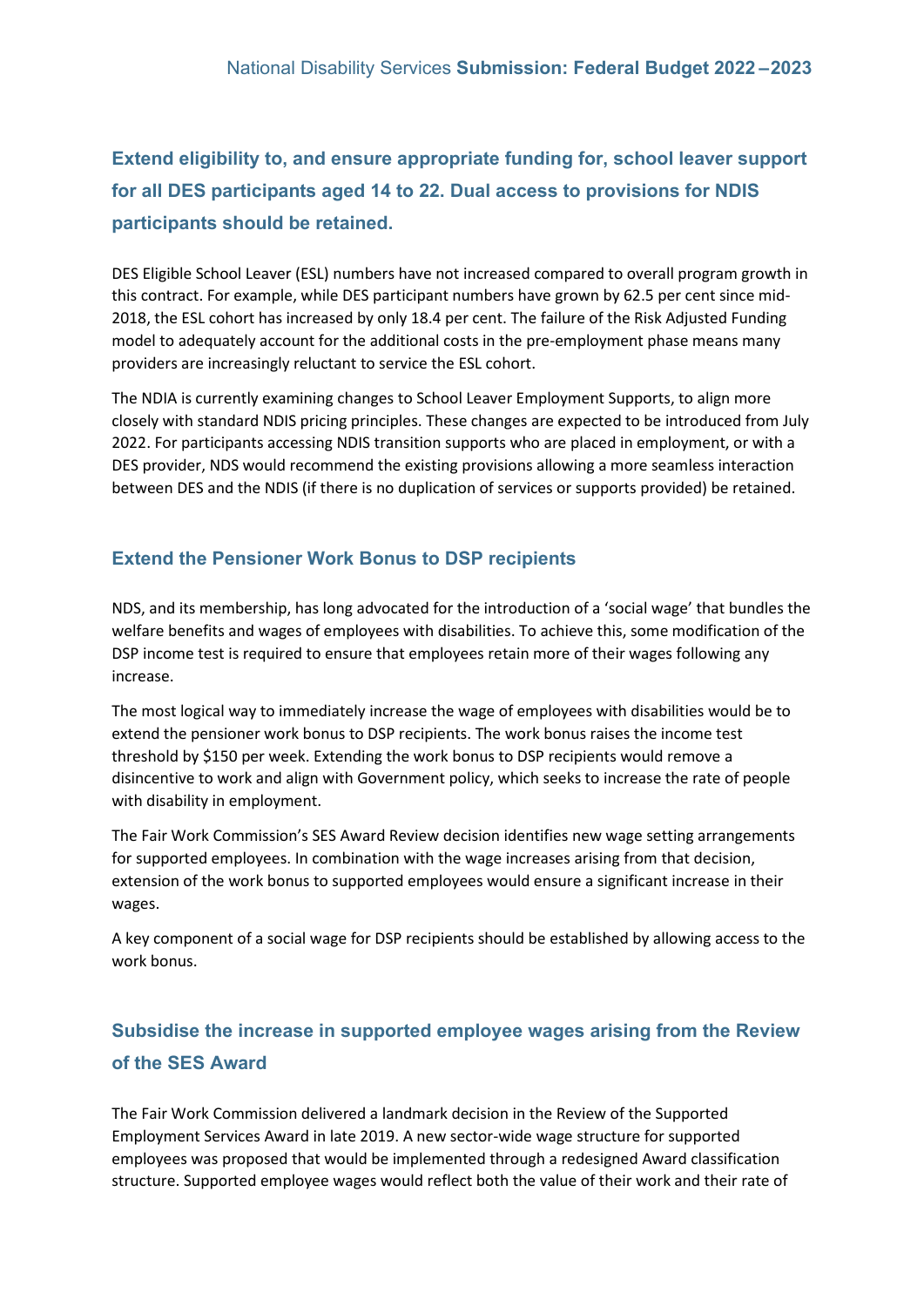## Extend eligibility to, and ensure appropriate funding for, school leaver support for all DES participants aged 14 to 22. Dual access to provisions for NDIS participants should be retained.

DES Eligible School Leaver (ESL) numbers have not increased compared to overall program growth in this contract. For example, while DES participant numbers have grown by 62.5 per cent since mid-2018, the ESL cohort has increased by only 18.4 per cent. The failure of the Risk Adjusted Funding model to adequately account for the additional costs in the pre-employment phase means many providers are increasingly reluctant to service the ESL cohort.

The NDIA is currently examining changes to School Leaver Employment Supports, to align more closely with standard NDIS pricing principles. These changes are expected to be introduced from July 2022. For participants accessing NDIS transition supports who are placed in employment, or with a DES provider, NDS would recommend the existing provisions allowing a more seamless interaction between DES and the NDIS (if there is no duplication of services or supports provided) be retained.

## Extend the Pensioner Work Bonus to DSP recipients

NDS, and its membership, has long advocated for the introduction of a 'social wage' that bundles the welfare benefits and wages of employees with disabilities. To achieve this, some modification of the DSP income test is required to ensure that employees retain more of their wages following any increase.

The most logical way to immediately increase the wage of employees with disabilities would be to extend the pensioner work bonus to DSP recipients. The work bonus raises the income test threshold by $150 per week. Extending the work bonus to DSP recipients would remove a disincentive to work and align with Government policy, which seeks to increase the rate of people with disability in employment.

The Fair Work Commission's SES Award Review decision identifies new wage setting arrangements for supported employees. In combination with the wage increases arising from that decision, extension of the work bonus to supported employees would ensure a significant increase in their wages.

A key component of a social wage for DSP recipients should be established by allowing access to the work bonus.

## Subsidise the increase in supported employee wages arising from the Review of the SES Award

The Fair Work Commission delivered a landmark decision in the Review of the Supported Employment Services Award in late 2019. A new sector-wide wage structure for supported employees was proposed that would be implemented through a redesigned Award classification structure. Supported employee wages would reflect both the value of their work and their rate of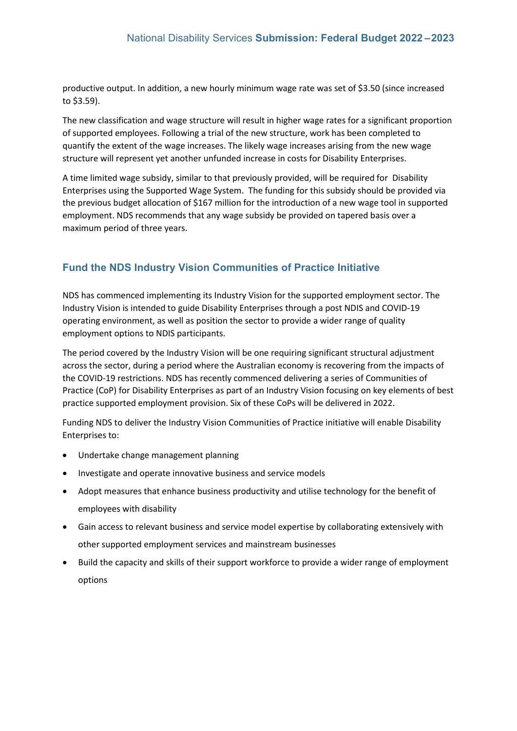productive output. In addition, a new hourly minimum wage rate was set of $3.50 (since increased to $3.59).

The new classification and wage structure will result in higher wage rates for a significant proportion of supported employees. Following a trial of the new structure, work has been completed to quantify the extent of the wage increases. The likely wage increases arising from the new wage structure will represent yet another unfunded increase in costs for Disability Enterprises.

A time limited wage subsidy, similar to that previously provided, will be required for Disability Enterprises using the Supported Wage System. The funding for this subsidy should be provided via the previous budget allocation of $167 million for the introduction of a new wage tool in supported employment. NDS recommends that any wage subsidy be provided on tapered basis over a maximum period of three years.

## Fund the NDS Industry Vision Communities of Practice Initiative

NDS has commenced implementing its Industry Vision for the supported employment sector. The Industry Vision is intended to guide Disability Enterprises through a post NDIS and COVID-19 operating environment, as well as position the sector to provide a wider range of quality employment options to NDIS participants.

The period covered by the Industry Vision will be one requiring significant structural adjustment across the sector, during a period where the Australian economy is recovering from the impacts of the COVID-19 restrictions. NDS has recently commenced delivering a series of Communities of Practice (CoP) for Disability Enterprises as part of an Industry Vision focusing on key elements of best practice supported employment provision. Six of these CoPs will be delivered in 2022.

Funding NDS to deliver the Industry Vision Communities of Practice initiative will enable Disability Enterprises to:

- Undertake change management planning
- Investigate and operate innovative business and service models
- Adopt measures that enhance business productivity and utilise technology for the benefit of employees with disability
- Gain access to relevant business and service model expertise by collaborating extensively with other supported employment services and mainstream businesses
- Build the capacity and skills of their support workforce to provide a wider range of employment options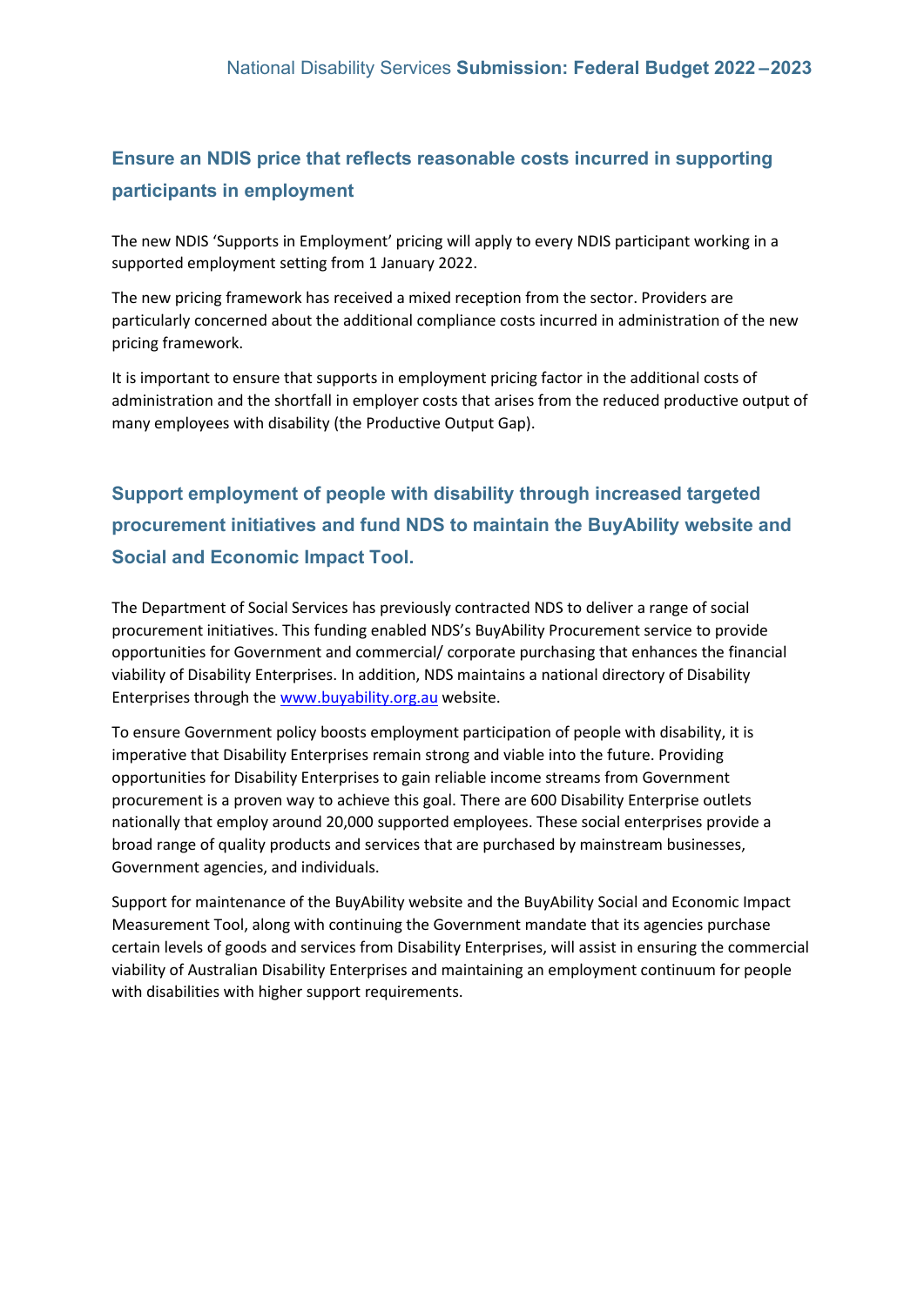## Ensure an NDIS price that reflects reasonable costs incurred in supporting participants in employment

The new NDIS 'Supports in Employment' pricing will apply to every NDIS participant working in a supported employment setting from 1 January 2022.

The new pricing framework has received a mixed reception from the sector. Providers are particularly concerned about the additional compliance costs incurred in administration of the new pricing framework.

It is important to ensure that supports in employment pricing factor in the additional costs of administration and the shortfall in employer costs that arises from the reduced productive output of many employees with disability (the Productive Output Gap).

## Support employment of people with disability through increased targeted procurement initiatives and fund NDS to maintain the BuyAbility website and Social and Economic Impact Tool.

The Department of Social Services has previously contracted NDS to deliver a range of social procurement initiatives. This funding enabled NDS's BuyAbility Procurement service to provide opportunities for Government and commercial/ corporate purchasing that enhances the financial viability of Disability Enterprises. In addition, NDS maintains a national directory of Disability Enterprises through the [www.buyability.org.au](www.buyability.org.au) website.

To ensure Government policy boosts employment participation of people with disability, it is imperative that Disability Enterprises remain strong and viable into the future. Providing opportunities for Disability Enterprises to gain reliable income streams from Government procurement is a proven way to achieve this goal. There are 600 Disability Enterprise outlets nationally that employ around 20,000 supported employees. These social enterprises provide a broad range of quality products and services that are purchased by mainstream businesses, Government agencies, and individuals.

Support for maintenance of the BuyAbility website and the BuyAbility Social and Economic Impact Measurement Tool, along with continuing the Government mandate that its agencies purchase certain levels of goods and services from Disability Enterprises, will assist in ensuring the commercial viability of Australian Disability Enterprises and maintaining an employment continuum for people with disabilities with higher support requirements.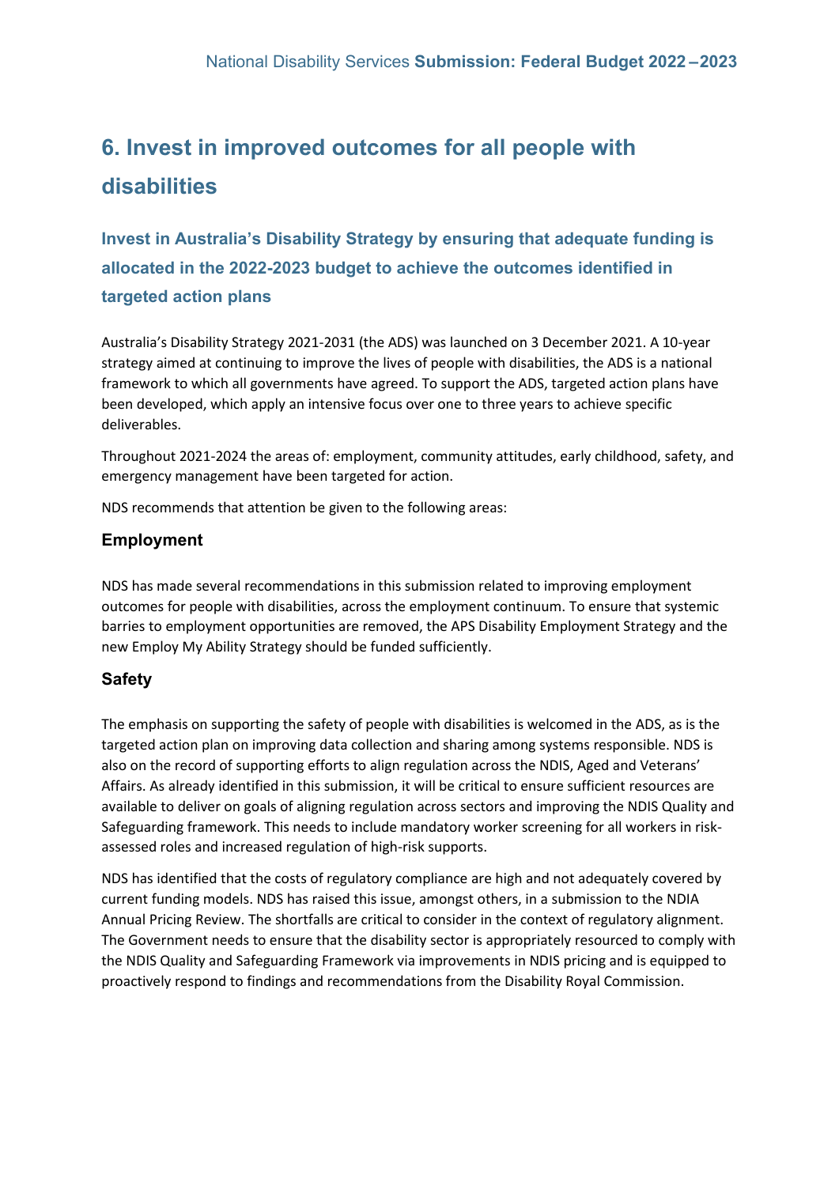# 6. Invest in improved outcomes for all people with disabilities

## Invest in Australia's Disability Strategy by ensuring that adequate funding is allocated in the 2022-2023 budget to achieve the outcomes identified in targeted action plans

Australia's Disability Strategy 2021-2031 (the ADS) was launched on 3 December 2021. A 10-year strategy aimed at continuing to improve the lives of people with disabilities, the ADS is a national framework to which all governments have agreed. To support the ADS, targeted action plans have been developed, which apply an intensive focus over one to three years to achieve specific deliverables.

Throughout 2021-2024 the areas of: employment, community attitudes, early childhood, safety, and emergency management have been targeted for action.

NDS recommends that attention be given to the following areas:

### Employment

NDS has made several recommendations in this submission related to improving employment outcomes for people with disabilities, across the employment continuum. To ensure that systemic barries to employment opportunities are removed, the APS Disability Employment Strategy and the new Employ My Ability Strategy should be funded sufficiently.

### Safety

The emphasis on supporting the safety of people with disabilities is welcomed in the ADS, as is the targeted action plan on improving data collection and sharing among systems responsible. NDS is also on the record of supporting efforts to align regulation across the NDIS, Aged and Veterans' Affairs. As already identified in this submission, it will be critical to ensure sufficient resources are available to deliver on goals of aligning regulation across sectors and improving the NDIS Quality and Safeguarding framework. This needs to include mandatory worker screening for all workers in risk-assessed roles and increased regulation of high-risk supports.

NDS has identified that the costs of regulatory compliance are high and not adequately covered by current funding models. NDS has raised this issue, amongst others, in a submission to the NDIA Annual Pricing Review. The shortfalls are critical to consider in the context of regulatory alignment. The Government needs to ensure that the disability sector is appropriately resourced to comply with the NDIS Quality and Safeguarding Framework via improvements in NDIS pricing and is equipped to proactively respond to findings and recommendations from the Disability Royal Commission.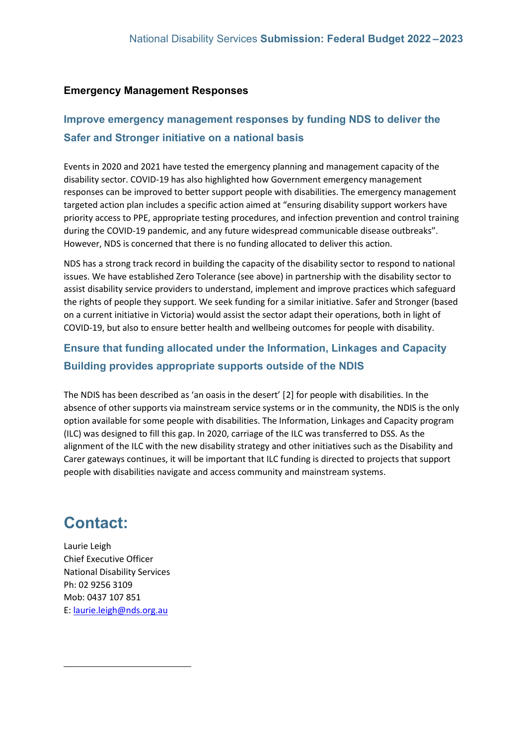### Emergency Management Responses

## Improve emergency management responses by funding NDS to deliver the Safer and Stronger initiative on a national basis

Events in 2020 and 2021 have tested the emergency planning and management capacity of the disability sector. COVID-19 has also highlighted how Government emergency management responses can be improved to better support people with disabilities. The emergency management targeted action plan includes a specific action aimed at "ensuring disability support workers have priority access to PPE, appropriate testing procedures, and infection prevention and control training during the COVID-19 pandemic, and any future widespread communicable disease outbreaks". However, NDS is concerned that there is no funding allocated to deliver this action.

NDS has a strong track record in building the capacity of the disability sector to respond to national issues. We have established Zero Tolerance (see above) in partnership with the disability sector to assist disability service providers to understand, implement and improve practices which safeguard the rights of people they support. We seek funding for a similar initiative. Safer and Stronger (based on a current initiative in Victoria) would assist the sector adapt their operations, both in light of COVID-19, but also to ensure better health and wellbeing outcomes for people with disability.

## Ensure that funding allocated under the Information, Linkages and Capacity Building provides appropriate supports outside of the NDIS

The NDIS has been described as 'an oasis in the desert' [2] for people with disabilities. In the absence of other supports via mainstream service systems or in the community, the NDIS is the only option available for some people with disabilities. The Information, Linkages and Capacity program (ILC) was designed to fill this gap. In 2020, carriage of the ILC was transferred to DSS. As the alignment of the ILC with the new disability strategy and other initiatives such as the Disability and Carer gateways continues, it will be important that ILC funding is directed to projects that support people with disabilities navigate and access community and mainstream systems.

# Contact:

Laurie Leigh
Chief Executive Officer
National Disability Services
Ph: 02 9256 3109
Mob: 0437 107 851
E: laurie.leigh@nds.org.au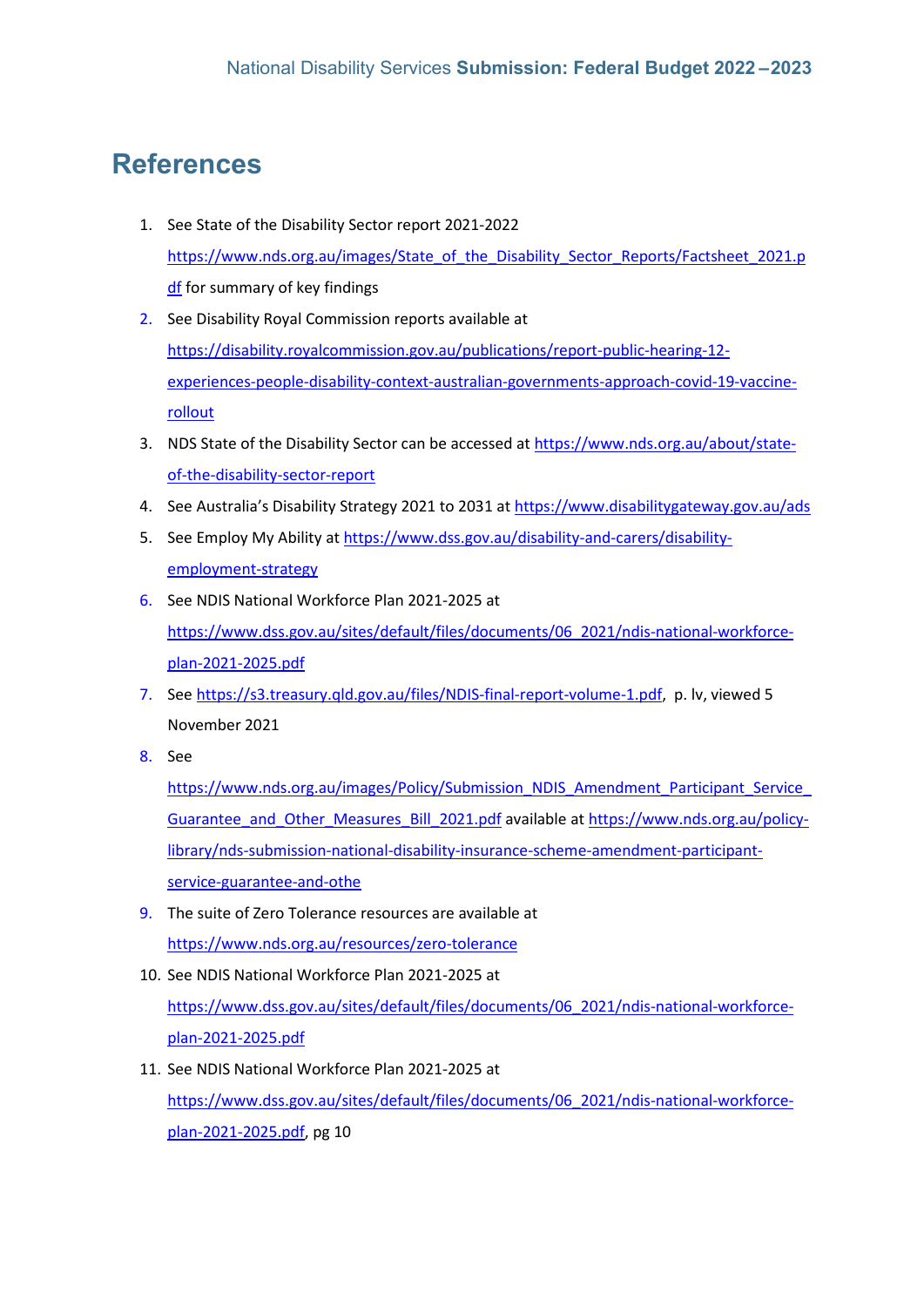# References

1. See State of the Disability Sector report 2021-2022 https://www.nds.org.au/images/State_of_the_Disability_Sector_Reports/Factsheet_2021.pdf for summary of key findings
2. See Disability Royal Commission reports available at https://disability.royalcommission.gov.au/publications/report-public-hearing-12-experiences-people-disability-context-australian-governments-approach-covid-19-vaccine-rollout
3. NDS State of the Disability Sector can be accessed at https://www.nds.org.au/about/state-of-the-disability-sector-report
4. See Australia's Disability Strategy 2021 to 2031 at https://www.disabilitygateway.gov.au/ads
5. See Employ My Ability at https://www.dss.gov.au/disability-and-carers/disability-employment-strategy
6. See NDIS National Workforce Plan 2021-2025 at https://www.dss.gov.au/sites/default/files/documents/06_2021/ndis-national-workforce-plan-2021-2025.pdf
7. See https://s3.treasury.qld.gov.au/files/NDIS-final-report-volume-1.pdf, p. lv, viewed 5 November 2021
8. See https://www.nds.org.au/images/Policy/Submission_NDIS_Amendment_Participant_Service_Guarantee_and_Other_Measures_Bill_2021.pdf available at https://www.nds.org.au/policy-library/nds-submission-national-disability-insurance-scheme-amendment-participant-service-guarantee-and-othe
9. The suite of Zero Tolerance resources are available at https://www.nds.org.au/resources/zero-tolerance
10. See NDIS National Workforce Plan 2021-2025 at https://www.dss.gov.au/sites/default/files/documents/06_2021/ndis-national-workforce-plan-2021-2025.pdf
11. See NDIS National Workforce Plan 2021-2025 at https://www.dss.gov.au/sites/default/files/documents/06_2021/ndis-national-workforce-plan-2021-2025.pdf, pg 10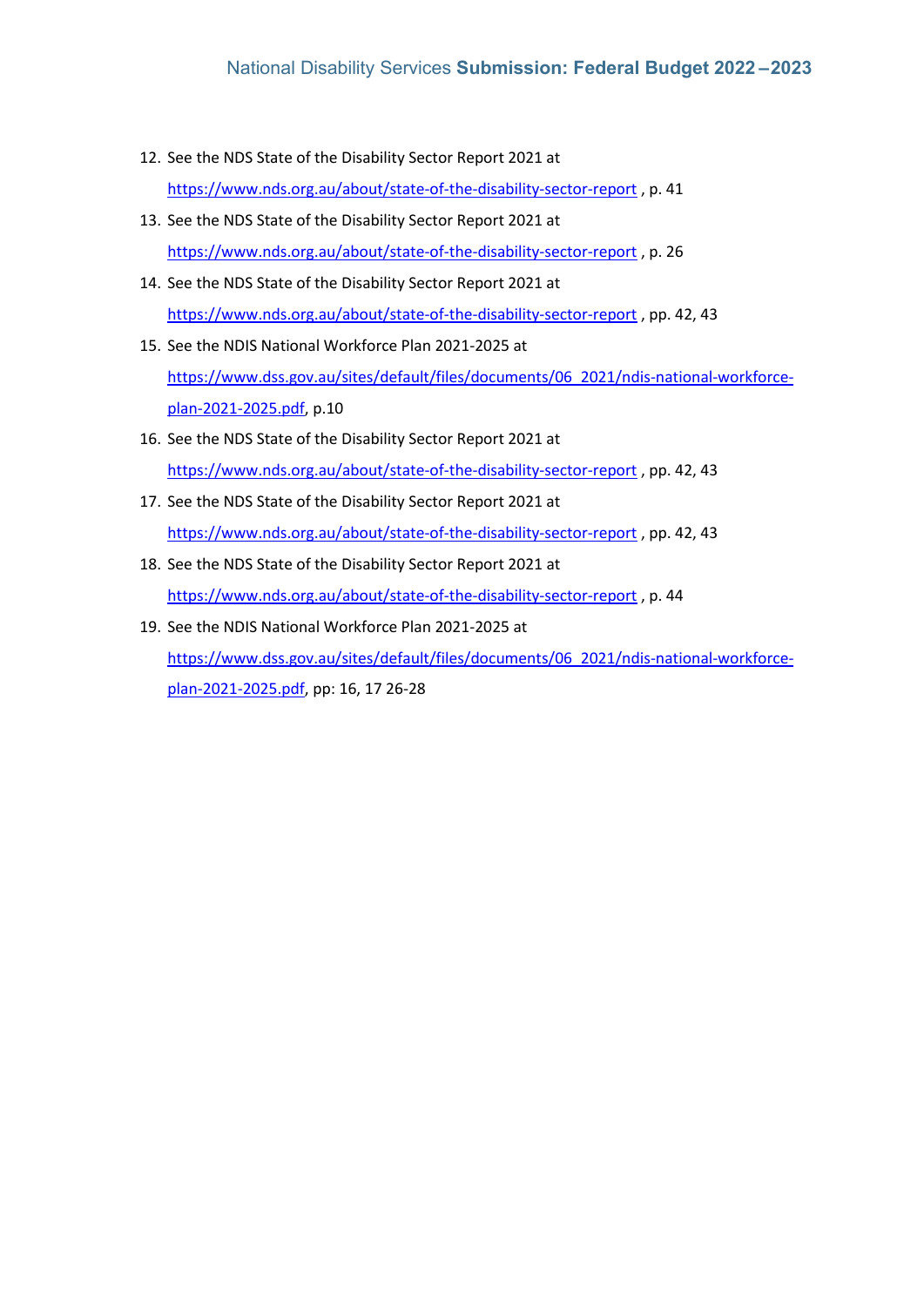12. See the NDS State of the Disability Sector Report 2021 at https://www.nds.org.au/about/state-of-the-disability-sector-report , p. 41
13. See the NDS State of the Disability Sector Report 2021 at https://www.nds.org.au/about/state-of-the-disability-sector-report , p. 26
14. See the NDS State of the Disability Sector Report 2021 at https://www.nds.org.au/about/state-of-the-disability-sector-report , pp. 42, 43
15. See the NDIS National Workforce Plan 2021-2025 at https://www.dss.gov.au/sites/default/files/documents/06_2021/ndis-national-workforce-plan-2021-2025.pdf, p.10
16. See the NDS State of the Disability Sector Report 2021 at https://www.nds.org.au/about/state-of-the-disability-sector-report , pp. 42, 43
17. See the NDS State of the Disability Sector Report 2021 at https://www.nds.org.au/about/state-of-the-disability-sector-report , pp. 42, 43
18. See the NDS State of the Disability Sector Report 2021 at https://www.nds.org.au/about/state-of-the-disability-sector-report , p. 44
19. See the NDIS National Workforce Plan 2021-2025 at https://www.dss.gov.au/sites/default/files/documents/06_2021/ndis-national-workforce-plan-2021-2025.pdf, pp: 16, 17 26-28